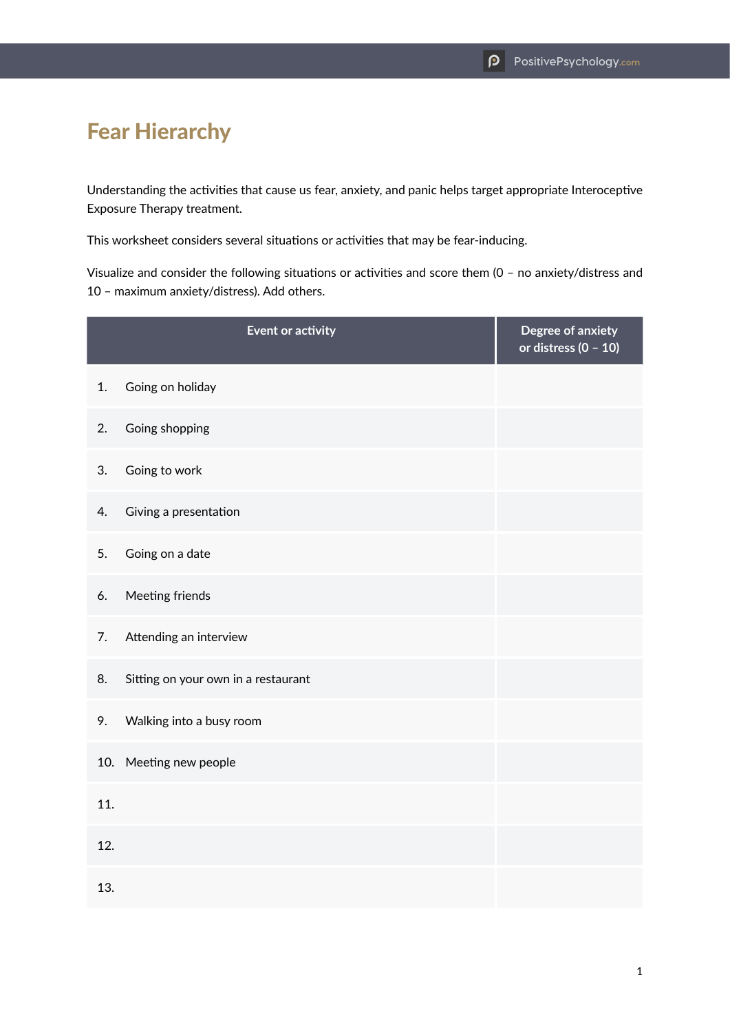# Fear Hierarchy

Understanding the activities that cause us fear, anxiety, and panic helps target appropriate Interoceptive Exposure Therapy treatment.

This worksheet considers several situations or activities that may be fear-inducing.

Visualize and consider the following situations or activities and score them (0 – no anxiety/distress and 10 – maximum anxiety/distress). Add others.

| Event or activity | Degree of anxiety or distress (0 – 10) |
|---|---|
| 1. Going on holiday | |
| 2. Going shopping | |
| 3. Going to work | |
| 4. Giving a presentation | |
| 5. Going on a date | |
| 6. Meeting friends | |
| 7. Attending an interview | |
| 8. Sitting on your own in a restaurant | |
| 9. Walking into a busy room | |
| 10. Meeting new people | |
| 11. | |
| 12. | |
| 13. | |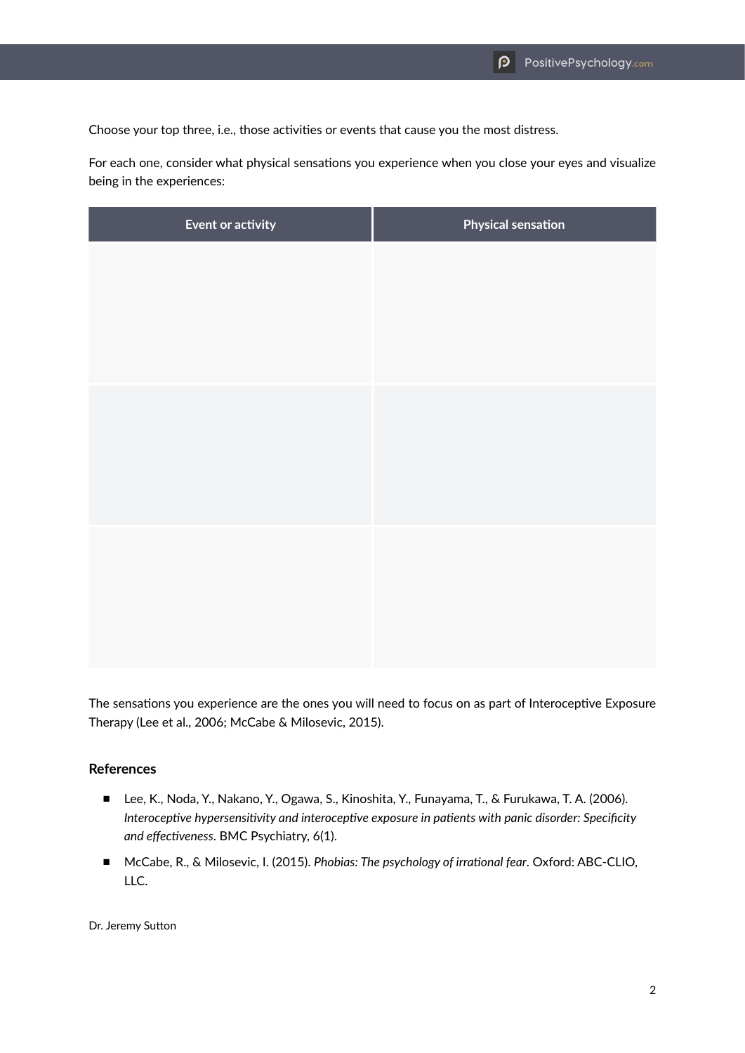Choose your top three, i.e., those activities or events that cause you the most distress.

For each one, consider what physical sensations you experience when you close your eyes and visualize being in the experiences:

| Event or activity | Physical sensation |
|---|---|
| | |
| | |
| | |

The sensations you experience are the ones you will need to focus on as part of Interoceptive Exposure Therapy (Lee et al., 2006; McCabe & Milosevic, 2015).

### References

- Lee, K., Noda, Y., Nakano, Y., Ogawa, S., Kinoshita, Y., Funayama, T., & Furukawa, T. A. (2006). *Interoceptive hypersensitivity and interoceptive exposure in patients with panic disorder: Specificity and effectiveness*. BMC Psychiatry, 6(1).
- McCabe, R., & Milosevic, I. (2015). *Phobias: The psychology of irrational fear*. Oxford: ABC-CLIO, LLC.

Dr. Jeremy Sutton